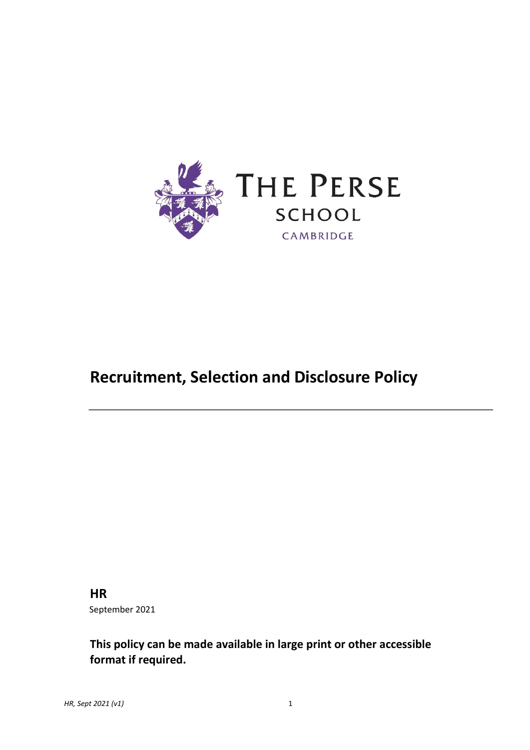THE PERSE SCHOOL

CAMBRIDGE

# Recruitment, Selection and Disclosure Policy

**HR**

September 2021

**This policy can be made available in large print or other accessible format if required.**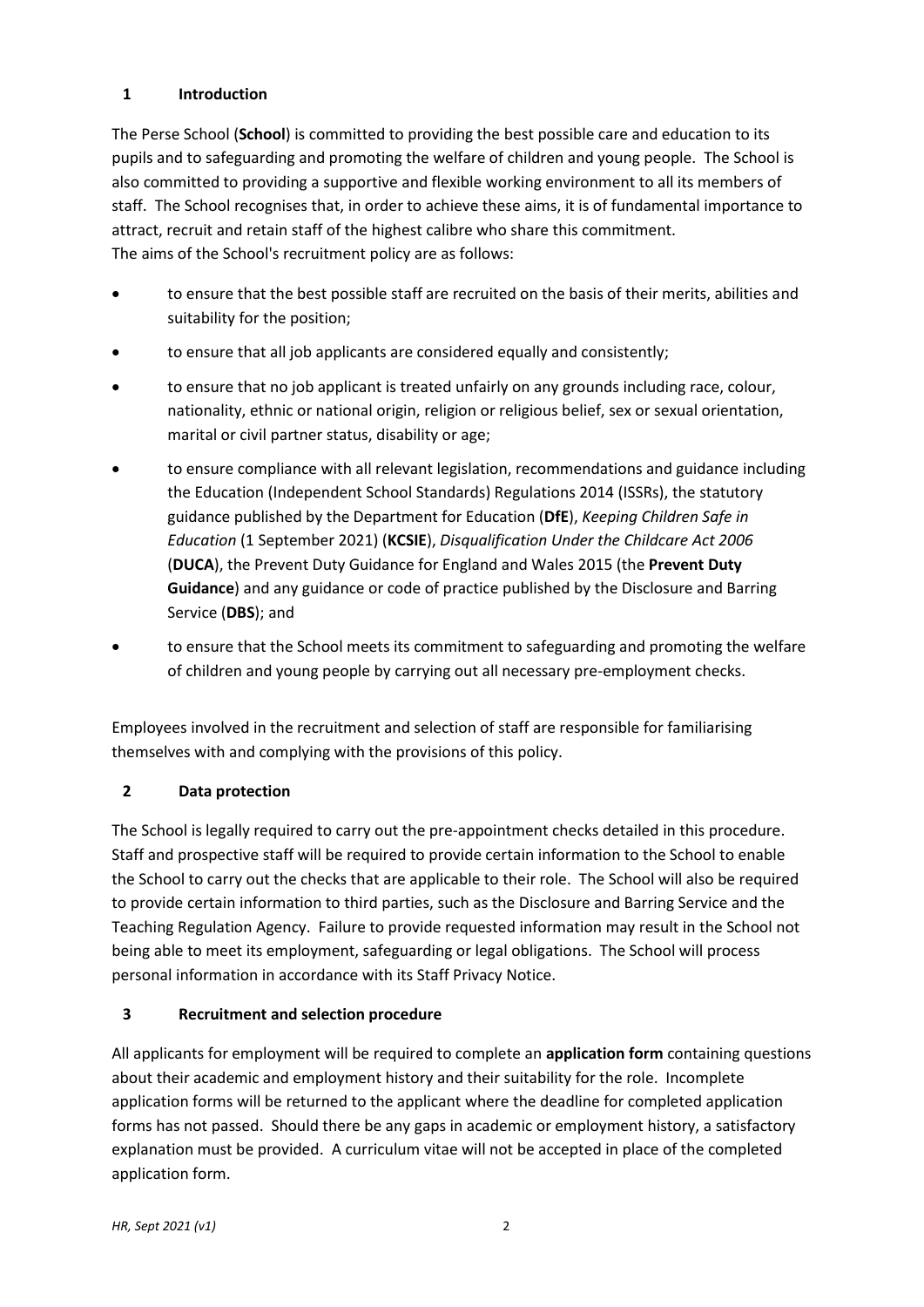## 1 Introduction

The Perse School (**School**) is committed to providing the best possible care and education to its pupils and to safeguarding and promoting the welfare of children and young people. The School is also committed to providing a supportive and flexible working environment to all its members of staff. The School recognises that, in order to achieve these aims, it is of fundamental importance to attract, recruit and retain staff of the highest calibre who share this commitment.
The aims of the School's recruitment policy are as follows:

- to ensure that the best possible staff are recruited on the basis of their merits, abilities and suitability for the position;
- to ensure that all job applicants are considered equally and consistently;
- to ensure that no job applicant is treated unfairly on any grounds including race, colour, nationality, ethnic or national origin, religion or religious belief, sex or sexual orientation, marital or civil partner status, disability or age;
- to ensure compliance with all relevant legislation, recommendations and guidance including the Education (Independent School Standards) Regulations 2014 (ISSRs), the statutory guidance published by the Department for Education (**DfE**), *Keeping Children Safe in Education* (1 September 2021) (**KCSIE**), *Disqualification Under the Childcare Act 2006* (**DUCA**), the Prevent Duty Guidance for England and Wales 2015 (the **Prevent Duty Guidance**) and any guidance or code of practice published by the Disclosure and Barring Service (**DBS**); and
- to ensure that the School meets its commitment to safeguarding and promoting the welfare of children and young people by carrying out all necessary pre-employment checks.

Employees involved in the recruitment and selection of staff are responsible for familiarising themselves with and complying with the provisions of this policy.

## 2 Data protection

The School is legally required to carry out the pre-appointment checks detailed in this procedure. Staff and prospective staff will be required to provide certain information to the School to enable the School to carry out the checks that are applicable to their role. The School will also be required to provide certain information to third parties, such as the Disclosure and Barring Service and the Teaching Regulation Agency. Failure to provide requested information may result in the School not being able to meet its employment, safeguarding or legal obligations. The School will process personal information in accordance with its Staff Privacy Notice.

## 3 Recruitment and selection procedure

All applicants for employment will be required to complete an **application form** containing questions about their academic and employment history and their suitability for the role. Incomplete application forms will be returned to the applicant where the deadline for completed application forms has not passed. Should there be any gaps in academic or employment history, a satisfactory explanation must be provided. A curriculum vitae will not be accepted in place of the completed application form.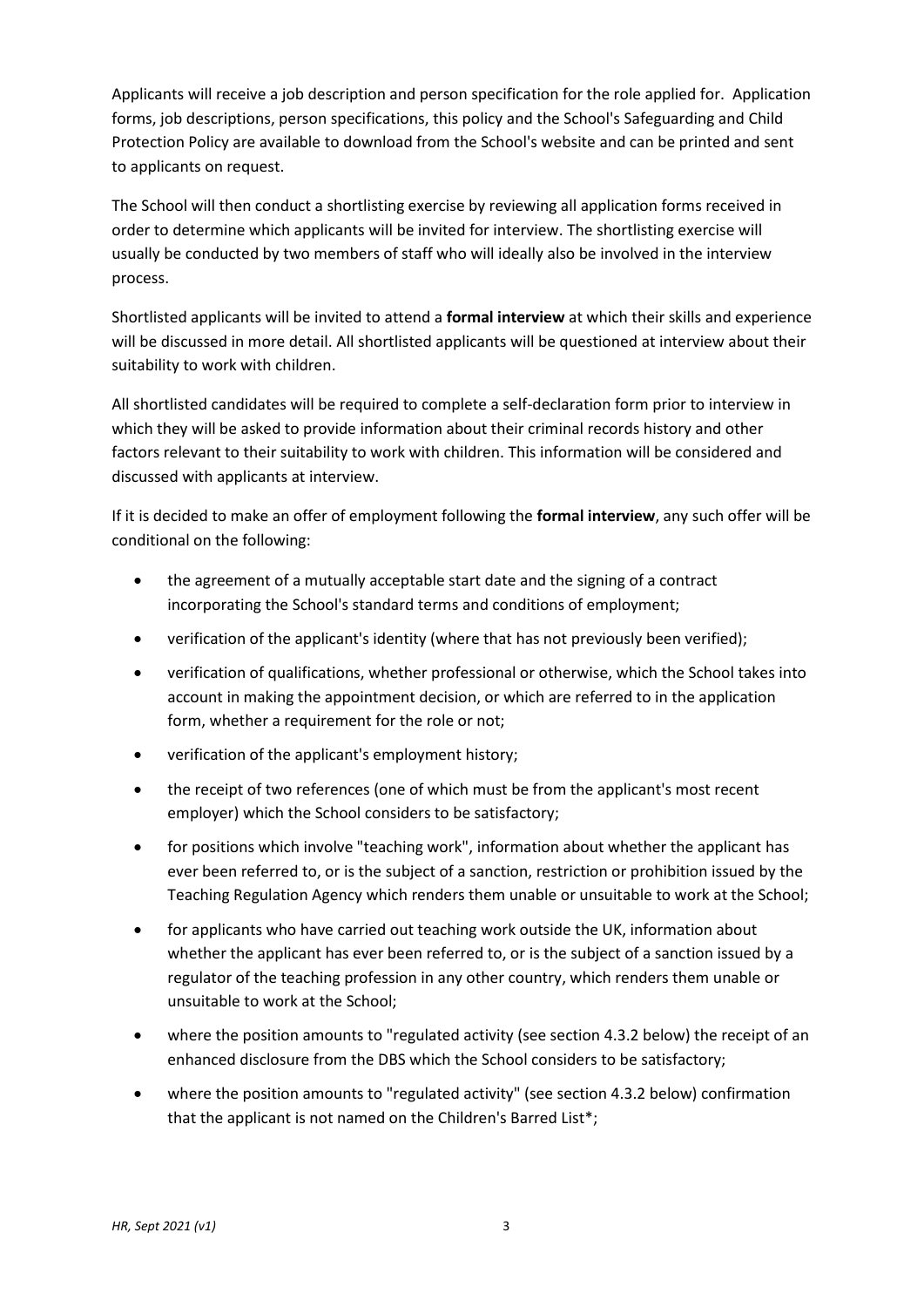Applicants will receive a job description and person specification for the role applied for. Application forms, job descriptions, person specifications, this policy and the School's Safeguarding and Child Protection Policy are available to download from the School's website and can be printed and sent to applicants on request.

The School will then conduct a shortlisting exercise by reviewing all application forms received in order to determine which applicants will be invited for interview. The shortlisting exercise will usually be conducted by two members of staff who will ideally also be involved in the interview process.

Shortlisted applicants will be invited to attend a **formal interview** at which their skills and experience will be discussed in more detail. All shortlisted applicants will be questioned at interview about their suitability to work with children.

All shortlisted candidates will be required to complete a self-declaration form prior to interview in which they will be asked to provide information about their criminal records history and other factors relevant to their suitability to work with children. This information will be considered and discussed with applicants at interview.

If it is decided to make an offer of employment following the **formal interview**, any such offer will be conditional on the following:

- the agreement of a mutually acceptable start date and the signing of a contract incorporating the School's standard terms and conditions of employment;
- verification of the applicant's identity (where that has not previously been verified);
- verification of qualifications, whether professional or otherwise, which the School takes into account in making the appointment decision, or which are referred to in the application form, whether a requirement for the role or not;
- verification of the applicant's employment history;
- the receipt of two references (one of which must be from the applicant's most recent employer) which the School considers to be satisfactory;
- for positions which involve "teaching work", information about whether the applicant has ever been referred to, or is the subject of a sanction, restriction or prohibition issued by the Teaching Regulation Agency which renders them unable or unsuitable to work at the School;
- for applicants who have carried out teaching work outside the UK, information about whether the applicant has ever been referred to, or is the subject of a sanction issued by a regulator of the teaching profession in any other country, which renders them unable or unsuitable to work at the School;
- where the position amounts to "regulated activity (see section 4.3.2 below) the receipt of an enhanced disclosure from the DBS which the School considers to be satisfactory;
- where the position amounts to "regulated activity" (see section 4.3.2 below) confirmation that the applicant is not named on the Children's Barred List*;

*HR, Sept 2021 (v1)*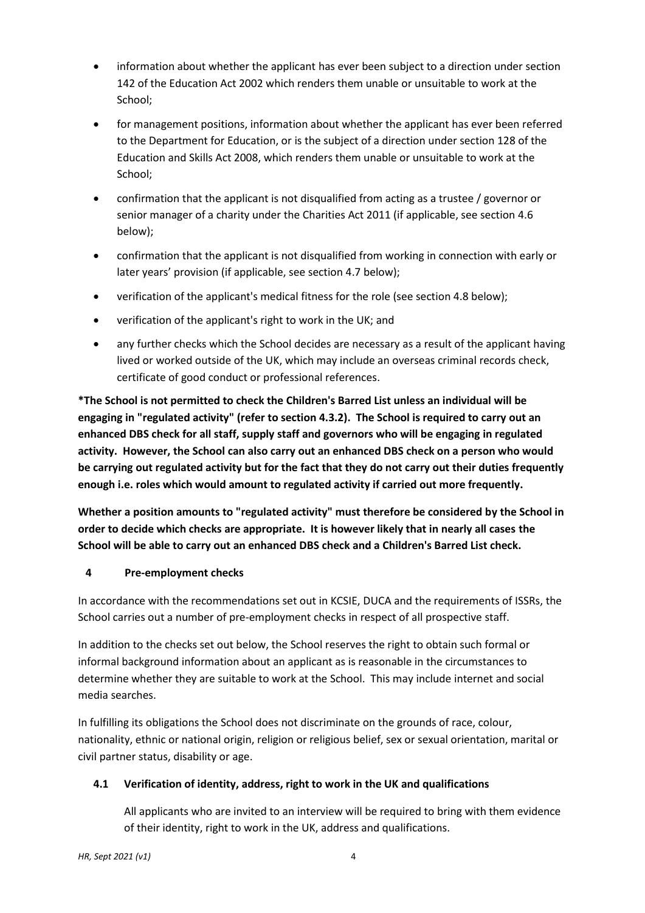- information about whether the applicant has ever been subject to a direction under section 142 of the Education Act 2002 which renders them unable or unsuitable to work at the School;
- for management positions, information about whether the applicant has ever been referred to the Department for Education, or is the subject of a direction under section 128 of the Education and Skills Act 2008, which renders them unable or unsuitable to work at the School;
- confirmation that the applicant is not disqualified from acting as a trustee / governor or senior manager of a charity under the Charities Act 2011 (if applicable, see section 4.6 below);
- confirmation that the applicant is not disqualified from working in connection with early or later years' provision (if applicable, see section 4.7 below);
- verification of the applicant's medical fitness for the role (see section 4.8 below);
- verification of the applicant's right to work in the UK; and
- any further checks which the School decides are necessary as a result of the applicant having lived or worked outside of the UK, which may include an overseas criminal records check, certificate of good conduct or professional references.

**\*The School is not permitted to check the Children's Barred List unless an individual will be engaging in "regulated activity" (refer to section 4.3.2). The School is required to carry out an enhanced DBS check for all staff, supply staff and governors who will be engaging in regulated activity. However, the School can also carry out an enhanced DBS check on a person who would be carrying out regulated activity but for the fact that they do not carry out their duties frequently enough i.e. roles which would amount to regulated activity if carried out more frequently.**

**Whether a position amounts to "regulated activity" must therefore be considered by the School in order to decide which checks are appropriate. It is however likely that in nearly all cases the School will be able to carry out an enhanced DBS check and a Children's Barred List check.**

## 4 Pre-employment checks

In accordance with the recommendations set out in KCSIE, DUCA and the requirements of ISSRs, the School carries out a number of pre-employment checks in respect of all prospective staff.

In addition to the checks set out below, the School reserves the right to obtain such formal or informal background information about an applicant as is reasonable in the circumstances to determine whether they are suitable to work at the School. This may include internet and social media searches.

In fulfilling its obligations the School does not discriminate on the grounds of race, colour, nationality, ethnic or national origin, religion or religious belief, sex or sexual orientation, marital or civil partner status, disability or age.

### 4.1 Verification of identity, address, right to work in the UK and qualifications

All applicants who are invited to an interview will be required to bring with them evidence of their identity, right to work in the UK, address and qualifications.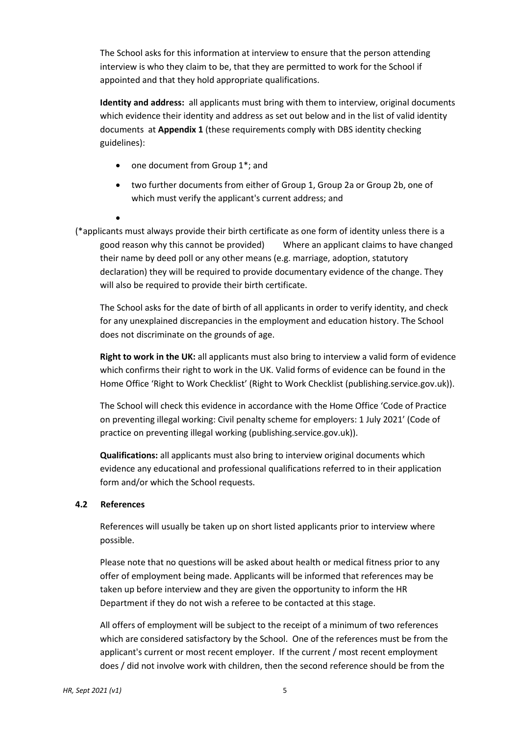The School asks for this information at interview to ensure that the person attending interview is who they claim to be, that they are permitted to work for the School if appointed and that they hold appropriate qualifications.

**Identity and address:** all applicants must bring with them to interview, original documents which evidence their identity and address as set out below and in the list of valid identity documents at **Appendix 1** (these requirements comply with DBS identity checking guidelines):

- one document from Group 1*; and
- two further documents from either of Group 1, Group 2a or Group 2b, one of which must verify the applicant's current address; and
- 

(*applicants must always provide their birth certificate as one form of identity unless there is a good reason why this cannot be provided) Where an applicant claims to have changed their name by deed poll or any other means (e.g. marriage, adoption, statutory declaration) they will be required to provide documentary evidence of the change. They will also be required to provide their birth certificate.

The School asks for the date of birth of all applicants in order to verify identity, and check for any unexplained discrepancies in the employment and education history. The School does not discriminate on the grounds of age.

**Right to work in the UK:** all applicants must also bring to interview a valid form of evidence which confirms their right to work in the UK. Valid forms of evidence can be found in the Home Office 'Right to Work Checklist' (Right to Work Checklist (publishing.service.gov.uk)).

The School will check this evidence in accordance with the Home Office 'Code of Practice on preventing illegal working: Civil penalty scheme for employers: 1 July 2021' (Code of practice on preventing illegal working (publishing.service.gov.uk)).

**Qualifications:** all applicants must also bring to interview original documents which evidence any educational and professional qualifications referred to in their application form and/or which the School requests.

### 4.2 References

References will usually be taken up on short listed applicants prior to interview where possible.

Please note that no questions will be asked about health or medical fitness prior to any offer of employment being made. Applicants will be informed that references may be taken up before interview and they are given the opportunity to inform the HR Department if they do not wish a referee to be contacted at this stage.

All offers of employment will be subject to the receipt of a minimum of two references which are considered satisfactory by the School. One of the references must be from the applicant's current or most recent employer. If the current / most recent employment does / did not involve work with children, then the second reference should be from the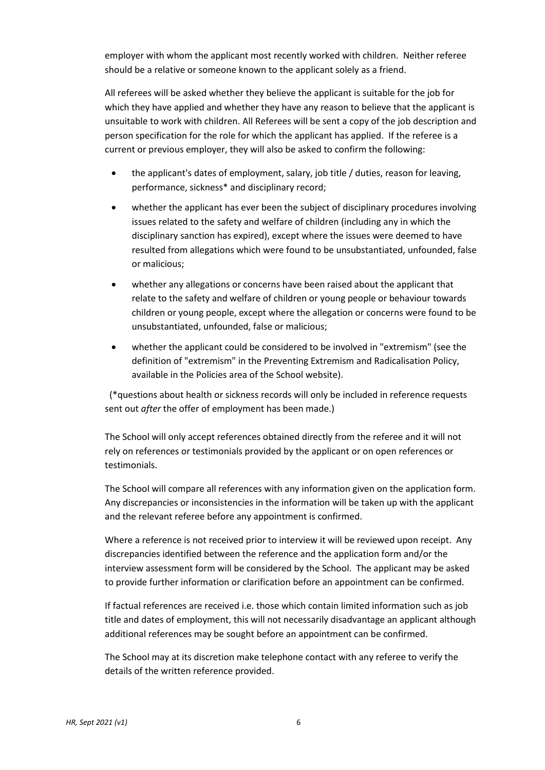employer with whom the applicant most recently worked with children. Neither referee should be a relative or someone known to the applicant solely as a friend.

All referees will be asked whether they believe the applicant is suitable for the job for which they have applied and whether they have any reason to believe that the applicant is unsuitable to work with children. All Referees will be sent a copy of the job description and person specification for the role for which the applicant has applied. If the referee is a current or previous employer, they will also be asked to confirm the following:

- the applicant's dates of employment, salary, job title / duties, reason for leaving, performance, sickness* and disciplinary record;
- whether the applicant has ever been the subject of disciplinary procedures involving issues related to the safety and welfare of children (including any in which the disciplinary sanction has expired), except where the issues were deemed to have resulted from allegations which were found to be unsubstantiated, unfounded, false or malicious;
- whether any allegations or concerns have been raised about the applicant that relate to the safety and welfare of children or young people or behaviour towards children or young people, except where the allegation or concerns were found to be unsubstantiated, unfounded, false or malicious;
- whether the applicant could be considered to be involved in "extremism" (see the definition of "extremism" in the Preventing Extremism and Radicalisation Policy, available in the Policies area of the School website).

(*questions about health or sickness records will only be included in reference requests sent out *after* the offer of employment has been made.)

The School will only accept references obtained directly from the referee and it will not rely on references or testimonials provided by the applicant or on open references or testimonials.

The School will compare all references with any information given on the application form. Any discrepancies or inconsistencies in the information will be taken up with the applicant and the relevant referee before any appointment is confirmed.

Where a reference is not received prior to interview it will be reviewed upon receipt. Any discrepancies identified between the reference and the application form and/or the interview assessment form will be considered by the School. The applicant may be asked to provide further information or clarification before an appointment can be confirmed.

If factual references are received i.e. those which contain limited information such as job title and dates of employment, this will not necessarily disadvantage an applicant although additional references may be sought before an appointment can be confirmed.

The School may at its discretion make telephone contact with any referee to verify the details of the written reference provided.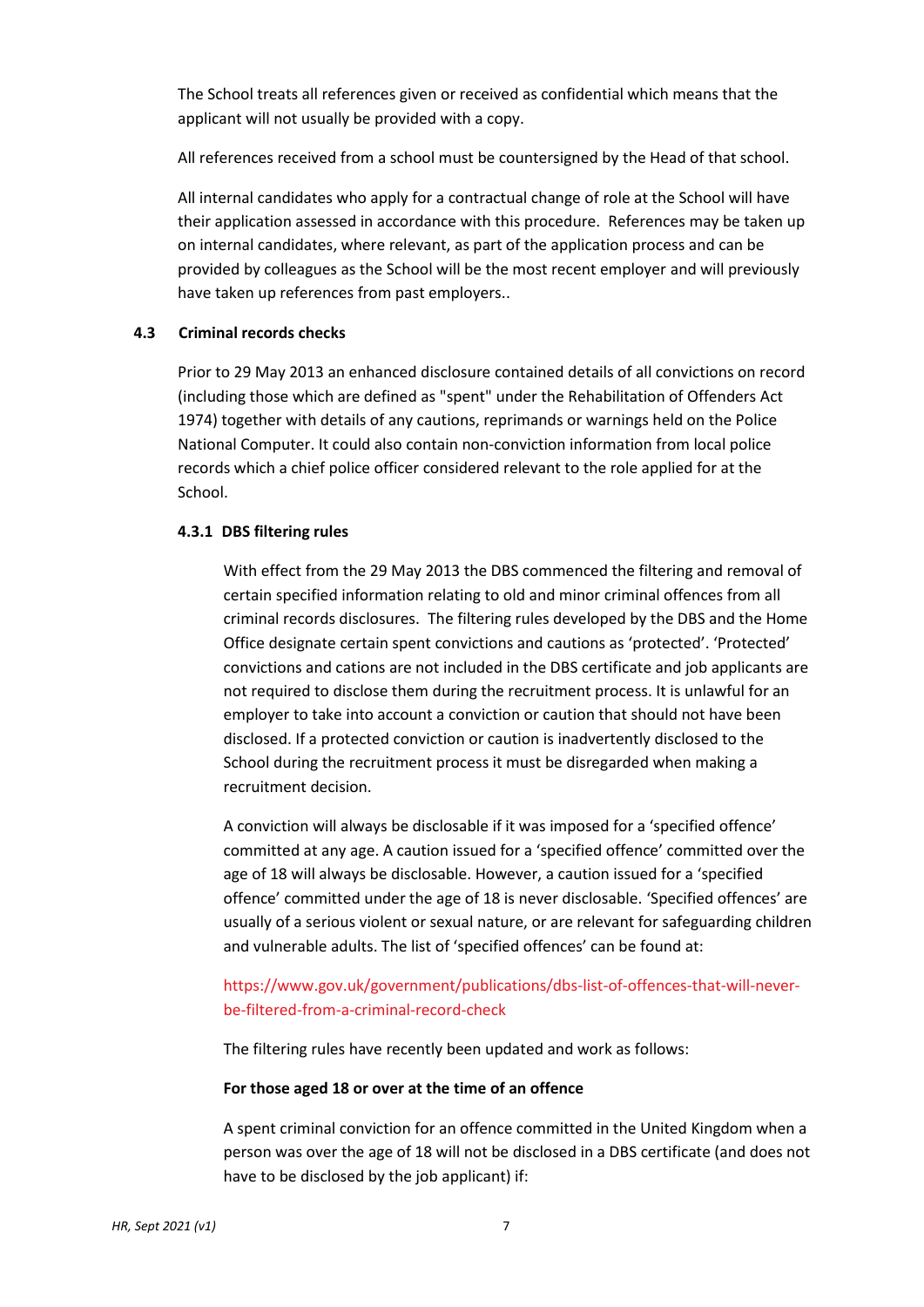The School treats all references given or received as confidential which means that the applicant will not usually be provided with a copy.

All references received from a school must be countersigned by the Head of that school.

All internal candidates who apply for a contractual change of role at the School will have their application assessed in accordance with this procedure. References may be taken up on internal candidates, where relevant, as part of the application process and can be provided by colleagues as the School will be the most recent employer and will previously have taken up references from past employers..

### 4.3 Criminal records checks

Prior to 29 May 2013 an enhanced disclosure contained details of all convictions on record (including those which are defined as "spent" under the Rehabilitation of Offenders Act 1974) together with details of any cautions, reprimands or warnings held on the Police National Computer. It could also contain non-conviction information from local police records which a chief police officer considered relevant to the role applied for at the School.

#### 4.3.1 DBS filtering rules

With effect from the 29 May 2013 the DBS commenced the filtering and removal of certain specified information relating to old and minor criminal offences from all criminal records disclosures. The filtering rules developed by the DBS and the Home Office designate certain spent convictions and cautions as 'protected'. 'Protected' convictions and cations are not included in the DBS certificate and job applicants are not required to disclose them during the recruitment process. It is unlawful for an employer to take into account a conviction or caution that should not have been disclosed. If a protected conviction or caution is inadvertently disclosed to the School during the recruitment process it must be disregarded when making a recruitment decision.

A conviction will always be disclosable if it was imposed for a 'specified offence' committed at any age. A caution issued for a 'specified offence' committed over the age of 18 will always be disclosable. However, a caution issued for a 'specified offence' committed under the age of 18 is never disclosable. 'Specified offences' are usually of a serious violent or sexual nature, or are relevant for safeguarding children and vulnerable adults. The list of 'specified offences' can be found at:

https://www.gov.uk/government/publications/dbs-list-of-offences-that-will-never-be-filtered-from-a-criminal-record-check

The filtering rules have recently been updated and work as follows:

**For those aged 18 or over at the time of an offence**

A spent criminal conviction for an offence committed in the United Kingdom when a person was over the age of 18 will not be disclosed in a DBS certificate (and does not have to be disclosed by the job applicant) if: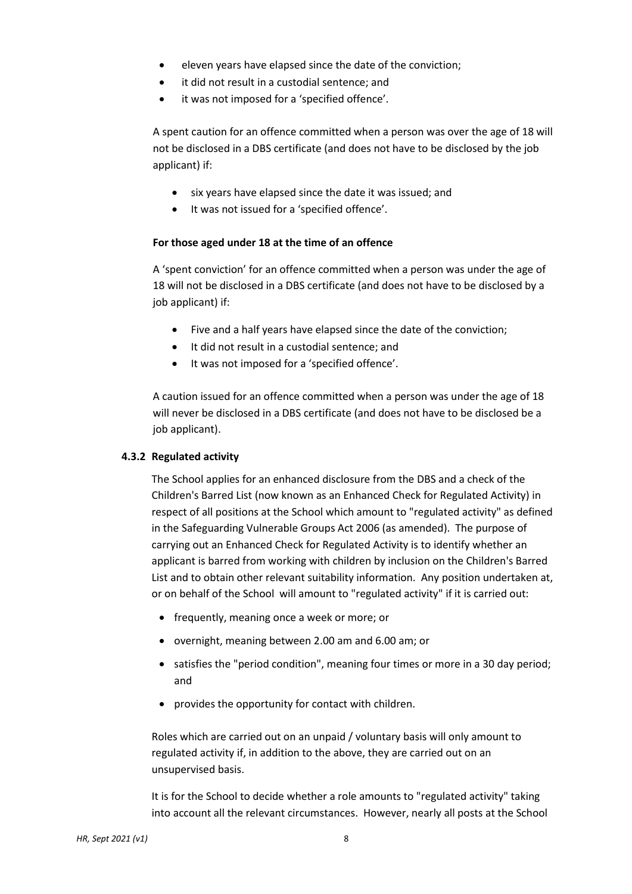- eleven years have elapsed since the date of the conviction;
- it did not result in a custodial sentence; and
- it was not imposed for a 'specified offence'.

A spent caution for an offence committed when a person was over the age of 18 will not be disclosed in a DBS certificate (and does not have to be disclosed by the job applicant) if:

- six years have elapsed since the date it was issued; and
- It was not issued for a 'specified offence'.

**For those aged under 18 at the time of an offence**

A 'spent conviction' for an offence committed when a person was under the age of 18 will not be disclosed in a DBS certificate (and does not have to be disclosed by a job applicant) if:

- Five and a half years have elapsed since the date of the conviction;
- It did not result in a custodial sentence; and
- It was not imposed for a 'specified offence'.

A caution issued for an offence committed when a person was under the age of 18 will never be disclosed in a DBS certificate (and does not have to be disclosed be a job applicant).

### 4.3.2 Regulated activity

The School applies for an enhanced disclosure from the DBS and a check of the Children's Barred List (now known as an Enhanced Check for Regulated Activity) in respect of all positions at the School which amount to "regulated activity" as defined in the Safeguarding Vulnerable Groups Act 2006 (as amended). The purpose of carrying out an Enhanced Check for Regulated Activity is to identify whether an applicant is barred from working with children by inclusion on the Children's Barred List and to obtain other relevant suitability information. Any position undertaken at, or on behalf of the School will amount to "regulated activity" if it is carried out:

- frequently, meaning once a week or more; or
- overnight, meaning between 2.00 am and 6.00 am; or
- satisfies the "period condition", meaning four times or more in a 30 day period; and
- provides the opportunity for contact with children.

Roles which are carried out on an unpaid / voluntary basis will only amount to regulated activity if, in addition to the above, they are carried out on an unsupervised basis.

It is for the School to decide whether a role amounts to "regulated activity" taking into account all the relevant circumstances. However, nearly all posts at the School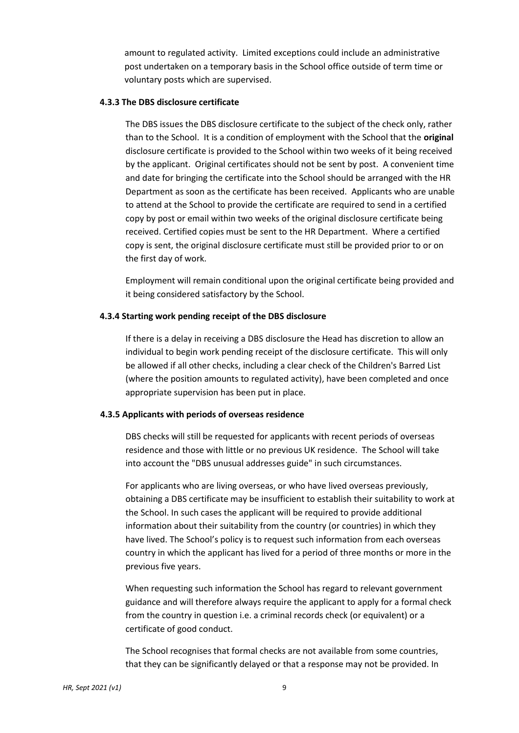amount to regulated activity. Limited exceptions could include an administrative post undertaken on a temporary basis in the School office outside of term time or voluntary posts which are supervised.

#### 4.3.3 The DBS disclosure certificate

The DBS issues the DBS disclosure certificate to the subject of the check only, rather than to the School. It is a condition of employment with the School that the **original** disclosure certificate is provided to the School within two weeks of it being received by the applicant. Original certificates should not be sent by post. A convenient time and date for bringing the certificate into the School should be arranged with the HR Department as soon as the certificate has been received. Applicants who are unable to attend at the School to provide the certificate are required to send in a certified copy by post or email within two weeks of the original disclosure certificate being received. Certified copies must be sent to the HR Department. Where a certified copy is sent, the original disclosure certificate must still be provided prior to or on the first day of work.

Employment will remain conditional upon the original certificate being provided and it being considered satisfactory by the School.

#### 4.3.4 Starting work pending receipt of the DBS disclosure

If there is a delay in receiving a DBS disclosure the Head has discretion to allow an individual to begin work pending receipt of the disclosure certificate. This will only be allowed if all other checks, including a clear check of the Children's Barred List (where the position amounts to regulated activity), have been completed and once appropriate supervision has been put in place.

#### 4.3.5 Applicants with periods of overseas residence

DBS checks will still be requested for applicants with recent periods of overseas residence and those with little or no previous UK residence. The School will take into account the "DBS unusual addresses guide" in such circumstances.

For applicants who are living overseas, or who have lived overseas previously, obtaining a DBS certificate may be insufficient to establish their suitability to work at the School. In such cases the applicant will be required to provide additional information about their suitability from the country (or countries) in which they have lived. The School's policy is to request such information from each overseas country in which the applicant has lived for a period of three months or more in the previous five years.

When requesting such information the School has regard to relevant government guidance and will therefore always require the applicant to apply for a formal check from the country in question i.e. a criminal records check (or equivalent) or a certificate of good conduct.

The School recognises that formal checks are not available from some countries, that they can be significantly delayed or that a response may not be provided. In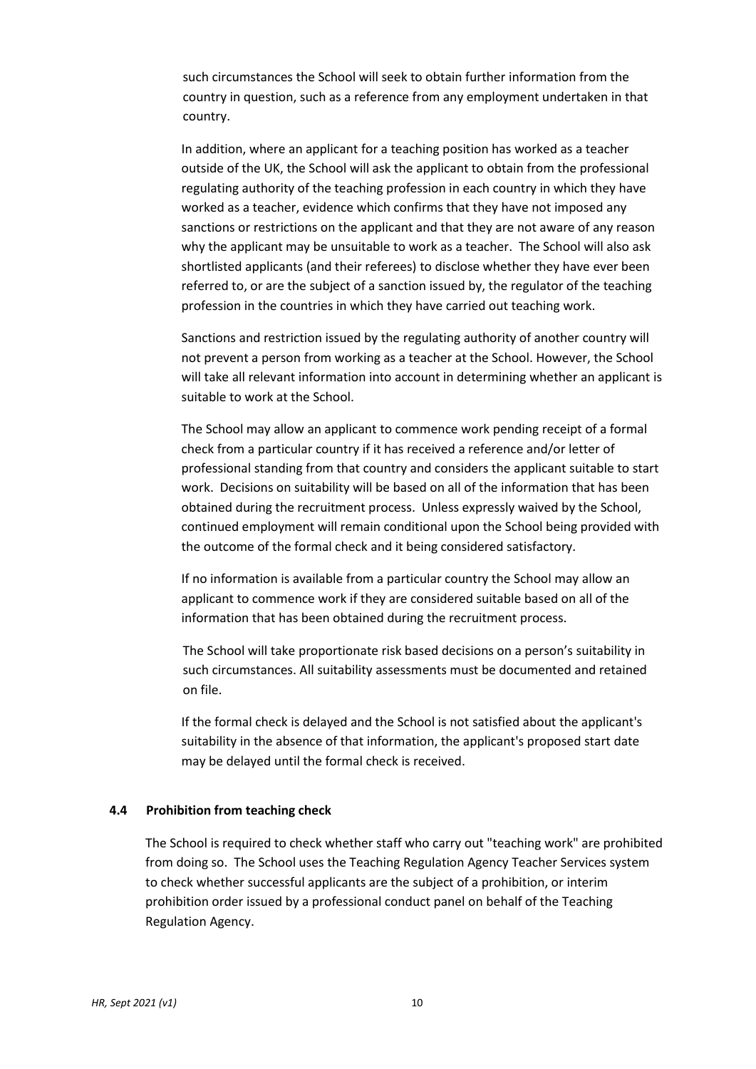such circumstances the School will seek to obtain further information from the country in question, such as a reference from any employment undertaken in that country.

In addition, where an applicant for a teaching position has worked as a teacher outside of the UK, the School will ask the applicant to obtain from the professional regulating authority of the teaching profession in each country in which they have worked as a teacher, evidence which confirms that they have not imposed any sanctions or restrictions on the applicant and that they are not aware of any reason why the applicant may be unsuitable to work as a teacher. The School will also ask shortlisted applicants (and their referees) to disclose whether they have ever been referred to, or are the subject of a sanction issued by, the regulator of the teaching profession in the countries in which they have carried out teaching work.

Sanctions and restriction issued by the regulating authority of another country will not prevent a person from working as a teacher at the School. However, the School will take all relevant information into account in determining whether an applicant is suitable to work at the School.

The School may allow an applicant to commence work pending receipt of a formal check from a particular country if it has received a reference and/or letter of professional standing from that country and considers the applicant suitable to start work. Decisions on suitability will be based on all of the information that has been obtained during the recruitment process. Unless expressly waived by the School, continued employment will remain conditional upon the School being provided with the outcome of the formal check and it being considered satisfactory.

If no information is available from a particular country the School may allow an applicant to commence work if they are considered suitable based on all of the information that has been obtained during the recruitment process.

The School will take proportionate risk based decisions on a person's suitability in such circumstances. All suitability assessments must be documented and retained on file.

If the formal check is delayed and the School is not satisfied about the applicant's suitability in the absence of that information, the applicant's proposed start date may be delayed until the formal check is received.

### 4.4 Prohibition from teaching check

The School is required to check whether staff who carry out "teaching work" are prohibited from doing so. The School uses the Teaching Regulation Agency Teacher Services system to check whether successful applicants are the subject of a prohibition, or interim prohibition order issued by a professional conduct panel on behalf of the Teaching Regulation Agency.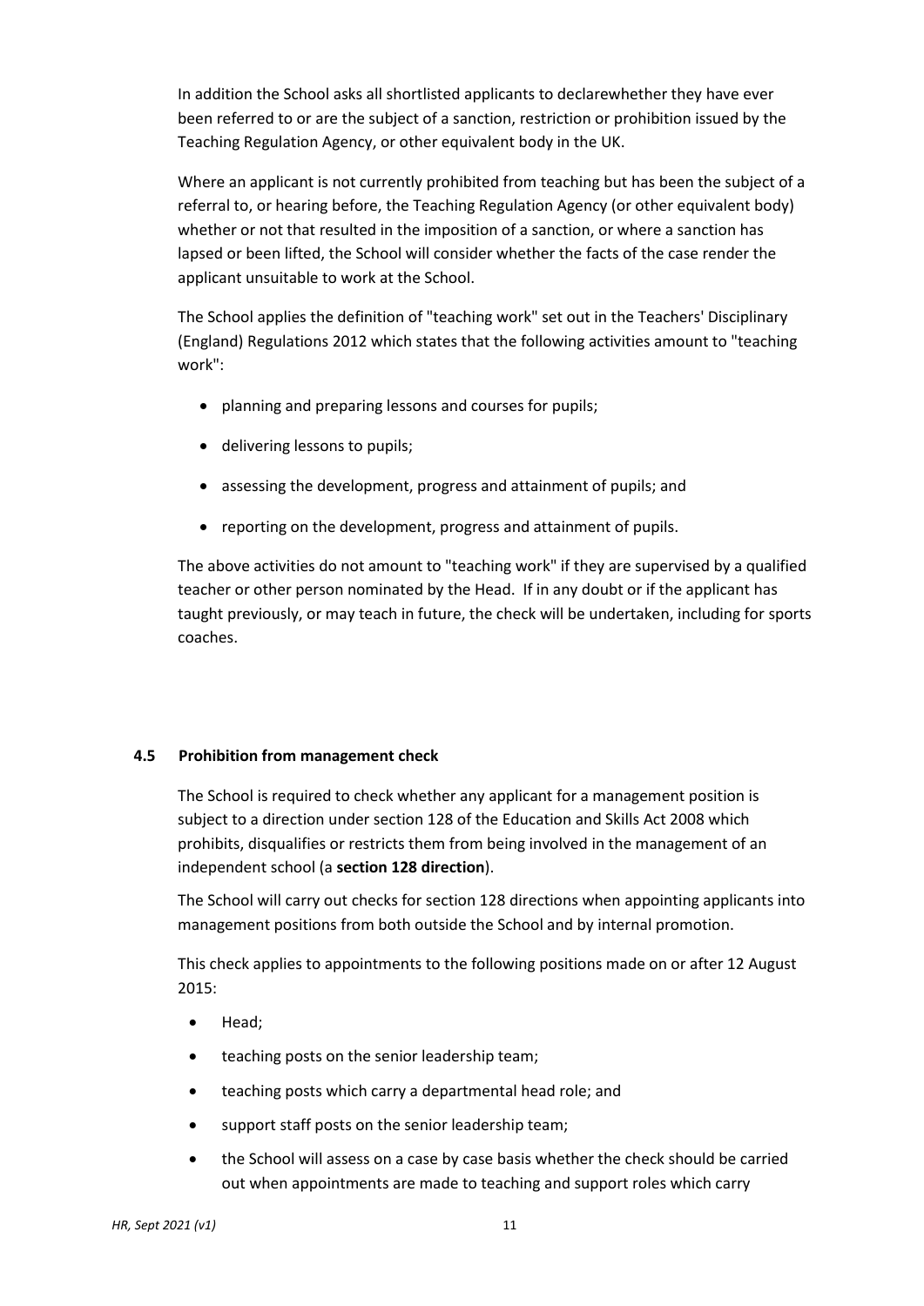In addition the School asks all shortlisted applicants to declarewhether they have ever been referred to or are the subject of a sanction, restriction or prohibition issued by the Teaching Regulation Agency, or other equivalent body in the UK.

Where an applicant is not currently prohibited from teaching but has been the subject of a referral to, or hearing before, the Teaching Regulation Agency (or other equivalent body) whether or not that resulted in the imposition of a sanction, or where a sanction has lapsed or been lifted, the School will consider whether the facts of the case render the applicant unsuitable to work at the School.

The School applies the definition of "teaching work" set out in the Teachers' Disciplinary (England) Regulations 2012 which states that the following activities amount to "teaching work":

- planning and preparing lessons and courses for pupils;
- delivering lessons to pupils;
- assessing the development, progress and attainment of pupils; and
- reporting on the development, progress and attainment of pupils.

The above activities do not amount to "teaching work" if they are supervised by a qualified teacher or other person nominated by the Head. If in any doubt or if the applicant has taught previously, or may teach in future, the check will be undertaken, including for sports coaches.

### 4.5 Prohibition from management check

The School is required to check whether any applicant for a management position is subject to a direction under section 128 of the Education and Skills Act 2008 which prohibits, disqualifies or restricts them from being involved in the management of an independent school (a **section 128 direction**).

The School will carry out checks for section 128 directions when appointing applicants into management positions from both outside the School and by internal promotion.

This check applies to appointments to the following positions made on or after 12 August 2015:

- Head;
- teaching posts on the senior leadership team;
- teaching posts which carry a departmental head role; and
- support staff posts on the senior leadership team;
- the School will assess on a case by case basis whether the check should be carried out when appointments are made to teaching and support roles which carry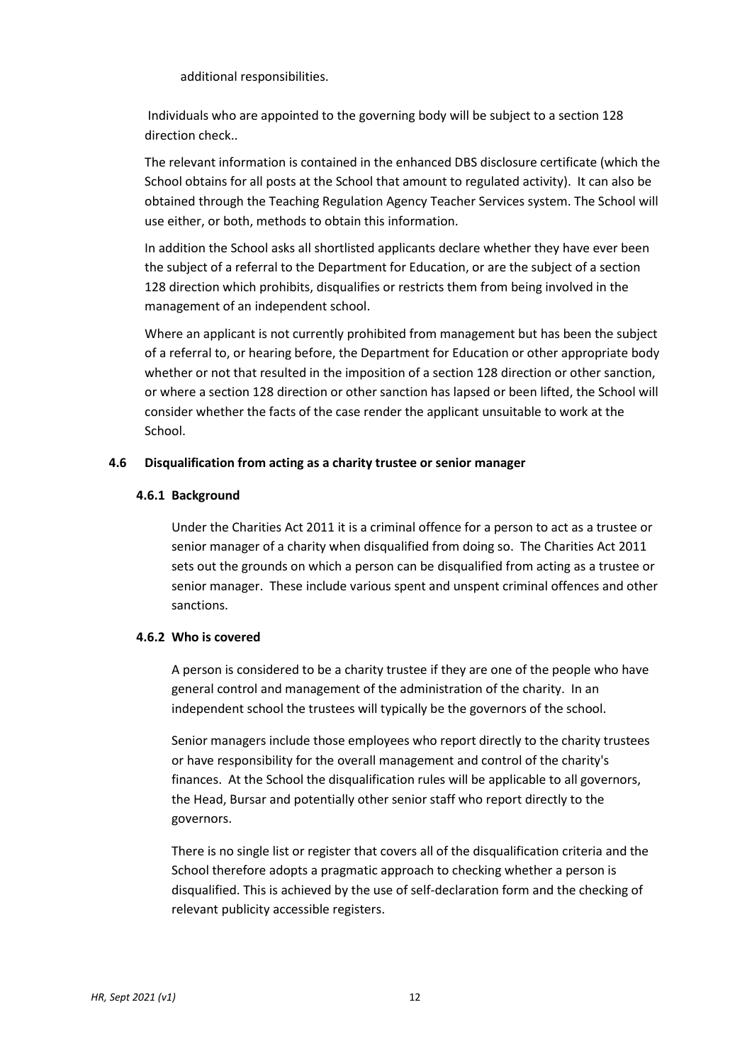additional responsibilities.

Individuals who are appointed to the governing body will be subject to a section 128 direction check..

The relevant information is contained in the enhanced DBS disclosure certificate (which the School obtains for all posts at the School that amount to regulated activity). It can also be obtained through the Teaching Regulation Agency Teacher Services system. The School will use either, or both, methods to obtain this information.

In addition the School asks all shortlisted applicants declare whether they have ever been the subject of a referral to the Department for Education, or are the subject of a section 128 direction which prohibits, disqualifies or restricts them from being involved in the management of an independent school.

Where an applicant is not currently prohibited from management but has been the subject of a referral to, or hearing before, the Department for Education or other appropriate body whether or not that resulted in the imposition of a section 128 direction or other sanction, or where a section 128 direction or other sanction has lapsed or been lifted, the School will consider whether the facts of the case render the applicant unsuitable to work at the School.

### 4.6 Disqualification from acting as a charity trustee or senior manager

#### 4.6.1 Background

Under the Charities Act 2011 it is a criminal offence for a person to act as a trustee or senior manager of a charity when disqualified from doing so. The Charities Act 2011 sets out the grounds on which a person can be disqualified from acting as a trustee or senior manager. These include various spent and unspent criminal offences and other sanctions.

#### 4.6.2 Who is covered

A person is considered to be a charity trustee if they are one of the people who have general control and management of the administration of the charity. In an independent school the trustees will typically be the governors of the school.

Senior managers include those employees who report directly to the charity trustees or have responsibility for the overall management and control of the charity's finances. At the School the disqualification rules will be applicable to all governors, the Head, Bursar and potentially other senior staff who report directly to the governors.

There is no single list or register that covers all of the disqualification criteria and the School therefore adopts a pragmatic approach to checking whether a person is disqualified. This is achieved by the use of self-declaration form and the checking of relevant publicity accessible registers.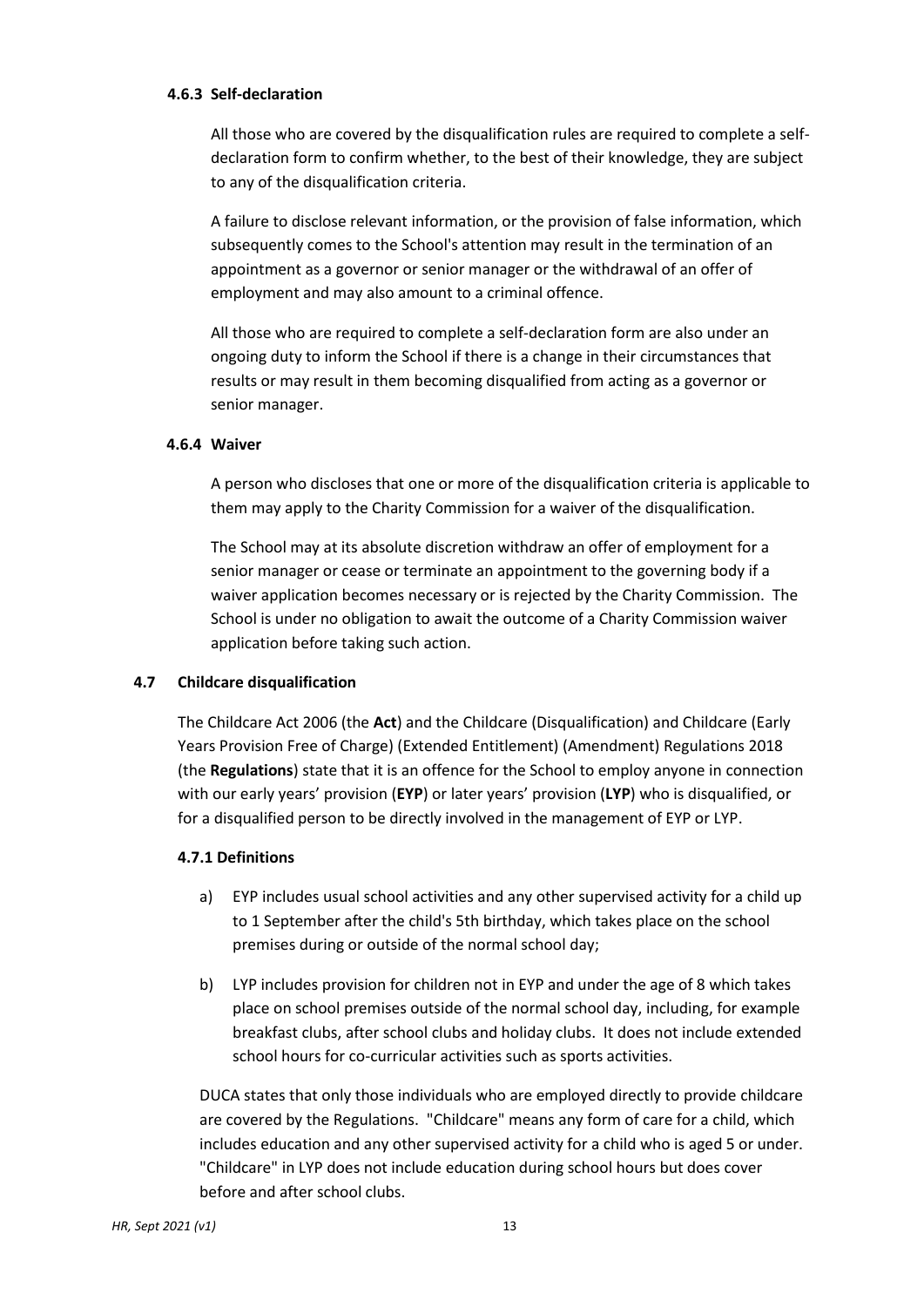#### 4.6.3 Self-declaration

All those who are covered by the disqualification rules are required to complete a self-declaration form to confirm whether, to the best of their knowledge, they are subject to any of the disqualification criteria.

A failure to disclose relevant information, or the provision of false information, which subsequently comes to the School's attention may result in the termination of an appointment as a governor or senior manager or the withdrawal of an offer of employment and may also amount to a criminal offence.

All those who are required to complete a self-declaration form are also under an ongoing duty to inform the School if there is a change in their circumstances that results or may result in them becoming disqualified from acting as a governor or senior manager.

#### 4.6.4 Waiver

A person who discloses that one or more of the disqualification criteria is applicable to them may apply to the Charity Commission for a waiver of the disqualification.

The School may at its absolute discretion withdraw an offer of employment for a senior manager or cease or terminate an appointment to the governing body if a waiver application becomes necessary or is rejected by the Charity Commission. The School is under no obligation to await the outcome of a Charity Commission waiver application before taking such action.

### 4.7 Childcare disqualification

The Childcare Act 2006 (the **Act**) and the Childcare (Disqualification) and Childcare (Early Years Provision Free of Charge) (Extended Entitlement) (Amendment) Regulations 2018 (the **Regulations**) state that it is an offence for the School to employ anyone in connection with our early years' provision (**EYP**) or later years' provision (**LYP**) who is disqualified, or for a disqualified person to be directly involved in the management of EYP or LYP.

#### 4.7.1 Definitions

a) EYP includes usual school activities and any other supervised activity for a child up to 1 September after the child's 5th birthday, which takes place on the school premises during or outside of the normal school day;

b) LYP includes provision for children not in EYP and under the age of 8 which takes place on school premises outside of the normal school day, including, for example breakfast clubs, after school clubs and holiday clubs. It does not include extended school hours for co-curricular activities such as sports activities.

DUCA states that only those individuals who are employed directly to provide childcare are covered by the Regulations. "Childcare" means any form of care for a child, which includes education and any other supervised activity for a child who is aged 5 or under. "Childcare" in LYP does not include education during school hours but does cover before and after school clubs.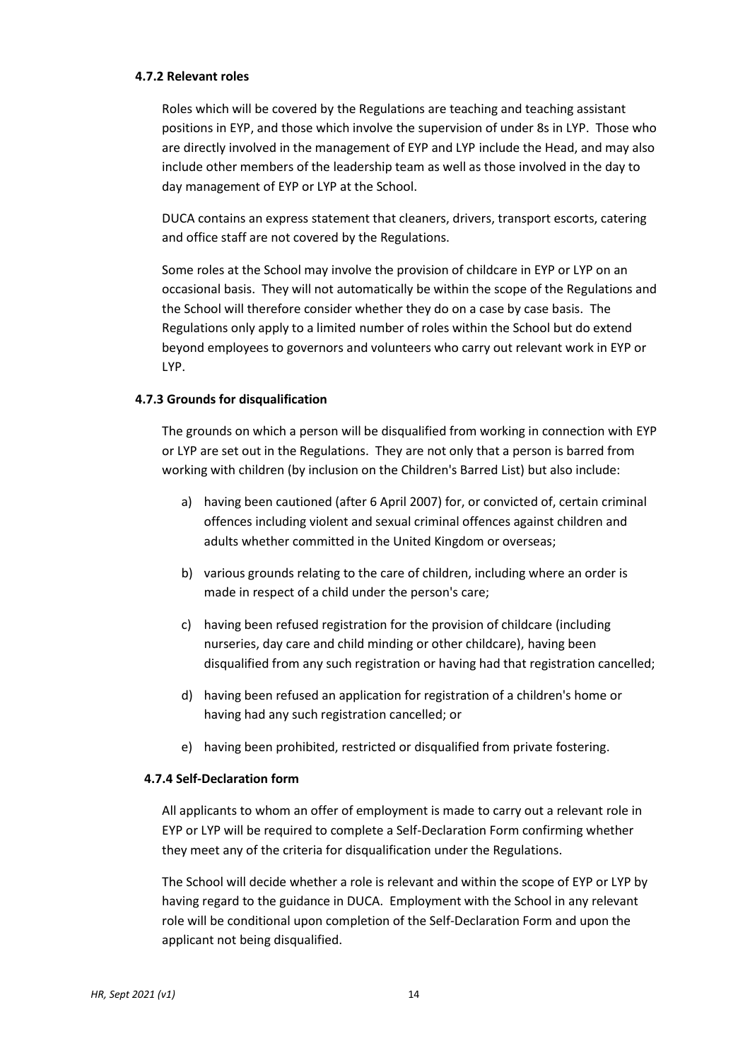#### 4.7.2 Relevant roles

Roles which will be covered by the Regulations are teaching and teaching assistant positions in EYP, and those which involve the supervision of under 8s in LYP. Those who are directly involved in the management of EYP and LYP include the Head, and may also include other members of the leadership team as well as those involved in the day to day management of EYP or LYP at the School.

DUCA contains an express statement that cleaners, drivers, transport escorts, catering and office staff are not covered by the Regulations.

Some roles at the School may involve the provision of childcare in EYP or LYP on an occasional basis. They will not automatically be within the scope of the Regulations and the School will therefore consider whether they do on a case by case basis. The Regulations only apply to a limited number of roles within the School but do extend beyond employees to governors and volunteers who carry out relevant work in EYP or LYP.

#### 4.7.3 Grounds for disqualification

The grounds on which a person will be disqualified from working in connection with EYP or LYP are set out in the Regulations. They are not only that a person is barred from working with children (by inclusion on the Children's Barred List) but also include:

a) having been cautioned (after 6 April 2007) for, or convicted of, certain criminal offences including violent and sexual criminal offences against children and adults whether committed in the United Kingdom or overseas;

b) various grounds relating to the care of children, including where an order is made in respect of a child under the person's care;

c) having been refused registration for the provision of childcare (including nurseries, day care and child minding or other childcare), having been disqualified from any such registration or having had that registration cancelled;

d) having been refused an application for registration of a children's home or having had any such registration cancelled; or

e) having been prohibited, restricted or disqualified from private fostering.

#### 4.7.4 Self-Declaration form

All applicants to whom an offer of employment is made to carry out a relevant role in EYP or LYP will be required to complete a Self-Declaration Form confirming whether they meet any of the criteria for disqualification under the Regulations.

The School will decide whether a role is relevant and within the scope of EYP or LYP by having regard to the guidance in DUCA. Employment with the School in any relevant role will be conditional upon completion of the Self-Declaration Form and upon the applicant not being disqualified.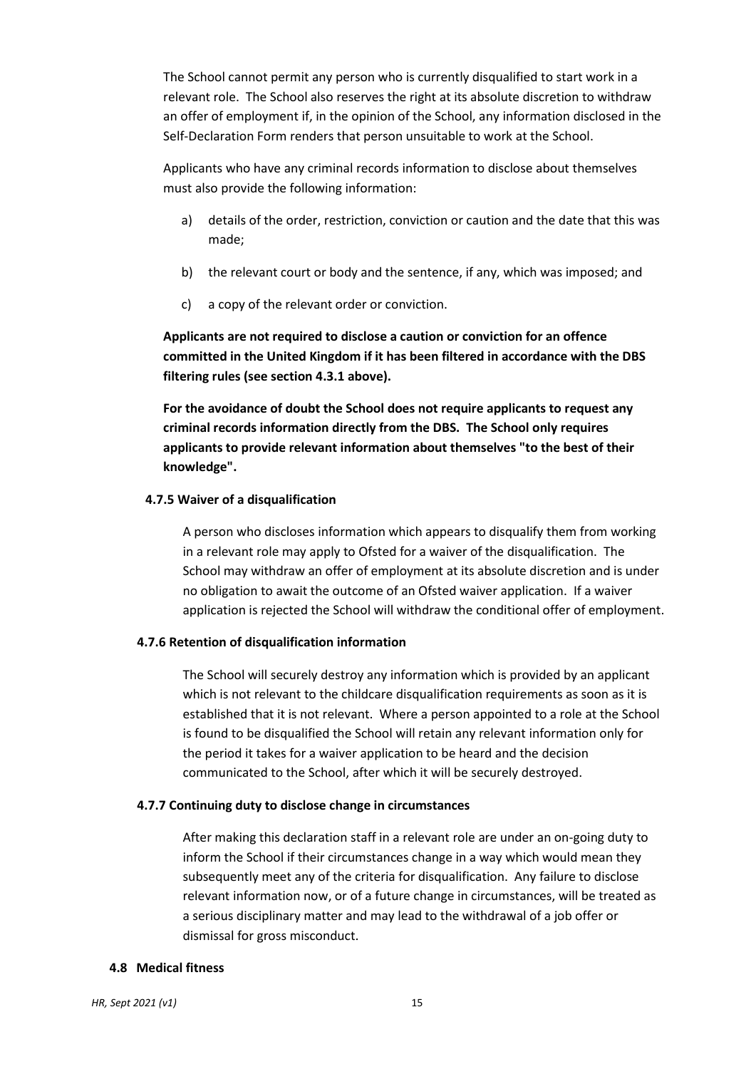The School cannot permit any person who is currently disqualified to start work in a relevant role. The School also reserves the right at its absolute discretion to withdraw an offer of employment if, in the opinion of the School, any information disclosed in the Self-Declaration Form renders that person unsuitable to work at the School.

Applicants who have any criminal records information to disclose about themselves must also provide the following information:

a) details of the order, restriction, conviction or caution and the date that this was made;

b) the relevant court or body and the sentence, if any, which was imposed; and

c) a copy of the relevant order or conviction.

**Applicants are not required to disclose a caution or conviction for an offence committed in the United Kingdom if it has been filtered in accordance with the DBS filtering rules (see section 4.3.1 above).**

**For the avoidance of doubt the School does not require applicants to request any criminal records information directly from the DBS. The School only requires applicants to provide relevant information about themselves "to the best of their knowledge".**

#### 4.7.5 Waiver of a disqualification

A person who discloses information which appears to disqualify them from working in a relevant role may apply to Ofsted for a waiver of the disqualification. The School may withdraw an offer of employment at its absolute discretion and is under no obligation to await the outcome of an Ofsted waiver application. If a waiver application is rejected the School will withdraw the conditional offer of employment.

#### 4.7.6 Retention of disqualification information

The School will securely destroy any information which is provided by an applicant which is not relevant to the childcare disqualification requirements as soon as it is established that it is not relevant. Where a person appointed to a role at the School is found to be disqualified the School will retain any relevant information only for the period it takes for a waiver application to be heard and the decision communicated to the School, after which it will be securely destroyed.

#### 4.7.7 Continuing duty to disclose change in circumstances

After making this declaration staff in a relevant role are under an on-going duty to inform the School if their circumstances change in a way which would mean they subsequently meet any of the criteria for disqualification. Any failure to disclose relevant information now, or of a future change in circumstances, will be treated as a serious disciplinary matter and may lead to the withdrawal of a job offer or dismissal for gross misconduct.

### 4.8 Medical fitness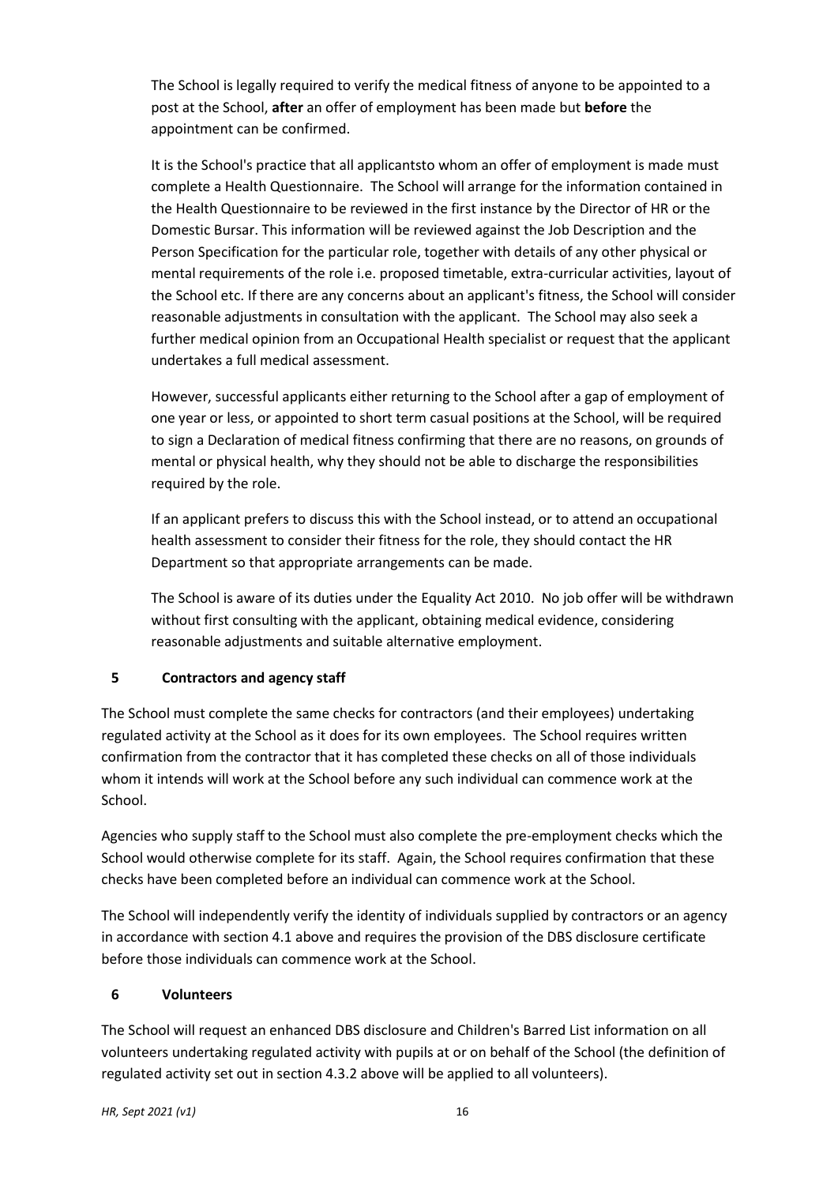The School is legally required to verify the medical fitness of anyone to be appointed to a post at the School, **after** an offer of employment has been made but **before** the appointment can be confirmed.

It is the School's practice that all applicantsto whom an offer of employment is made must complete a Health Questionnaire. The School will arrange for the information contained in the Health Questionnaire to be reviewed in the first instance by the Director of HR or the Domestic Bursar. This information will be reviewed against the Job Description and the Person Specification for the particular role, together with details of any other physical or mental requirements of the role i.e. proposed timetable, extra-curricular activities, layout of the School etc. If there are any concerns about an applicant's fitness, the School will consider reasonable adjustments in consultation with the applicant. The School may also seek a further medical opinion from an Occupational Health specialist or request that the applicant undertakes a full medical assessment.

However, successful applicants either returning to the School after a gap of employment of one year or less, or appointed to short term casual positions at the School, will be required to sign a Declaration of medical fitness confirming that there are no reasons, on grounds of mental or physical health, why they should not be able to discharge the responsibilities required by the role.

If an applicant prefers to discuss this with the School instead, or to attend an occupational health assessment to consider their fitness for the role, they should contact the HR Department so that appropriate arrangements can be made.

The School is aware of its duties under the Equality Act 2010. No job offer will be withdrawn without first consulting with the applicant, obtaining medical evidence, considering reasonable adjustments and suitable alternative employment.

## 5 Contractors and agency staff

The School must complete the same checks for contractors (and their employees) undertaking regulated activity at the School as it does for its own employees. The School requires written confirmation from the contractor that it has completed these checks on all of those individuals whom it intends will work at the School before any such individual can commence work at the School.

Agencies who supply staff to the School must also complete the pre-employment checks which the School would otherwise complete for its staff. Again, the School requires confirmation that these checks have been completed before an individual can commence work at the School.

The School will independently verify the identity of individuals supplied by contractors or an agency in accordance with section 4.1 above and requires the provision of the DBS disclosure certificate before those individuals can commence work at the School.

## 6 Volunteers

The School will request an enhanced DBS disclosure and Children's Barred List information on all volunteers undertaking regulated activity with pupils at or on behalf of the School (the definition of regulated activity set out in section 4.3.2 above will be applied to all volunteers).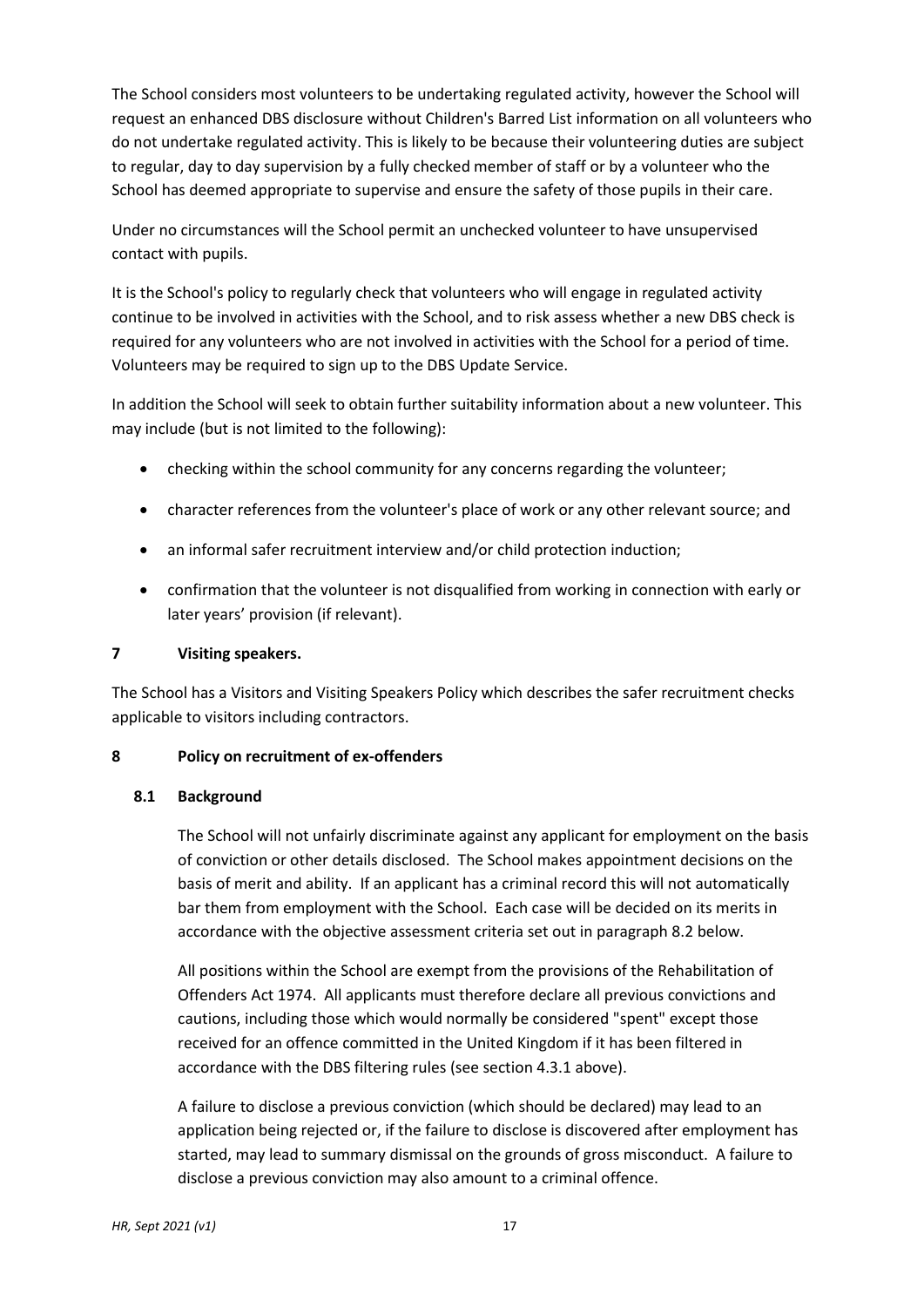The School considers most volunteers to be undertaking regulated activity, however the School will request an enhanced DBS disclosure without Children's Barred List information on all volunteers who do not undertake regulated activity. This is likely to be because their volunteering duties are subject to regular, day to day supervision by a fully checked member of staff or by a volunteer who the School has deemed appropriate to supervise and ensure the safety of those pupils in their care.

Under no circumstances will the School permit an unchecked volunteer to have unsupervised contact with pupils.

It is the School's policy to regularly check that volunteers who will engage in regulated activity continue to be involved in activities with the School, and to risk assess whether a new DBS check is required for any volunteers who are not involved in activities with the School for a period of time. Volunteers may be required to sign up to the DBS Update Service.

In addition the School will seek to obtain further suitability information about a new volunteer. This may include (but is not limited to the following):

- checking within the school community for any concerns regarding the volunteer;
- character references from the volunteer's place of work or any other relevant source; and
- an informal safer recruitment interview and/or child protection induction;
- confirmation that the volunteer is not disqualified from working in connection with early or later years' provision (if relevant).

## 7 Visiting speakers.

The School has a Visitors and Visiting Speakers Policy which describes the safer recruitment checks applicable to visitors including contractors.

## 8 Policy on recruitment of ex-offenders

### 8.1 Background

The School will not unfairly discriminate against any applicant for employment on the basis of conviction or other details disclosed. The School makes appointment decisions on the basis of merit and ability. If an applicant has a criminal record this will not automatically bar them from employment with the School. Each case will be decided on its merits in accordance with the objective assessment criteria set out in paragraph 8.2 below.

All positions within the School are exempt from the provisions of the Rehabilitation of Offenders Act 1974. All applicants must therefore declare all previous convictions and cautions, including those which would normally be considered "spent" except those received for an offence committed in the United Kingdom if it has been filtered in accordance with the DBS filtering rules (see section 4.3.1 above).

A failure to disclose a previous conviction (which should be declared) may lead to an application being rejected or, if the failure to disclose is discovered after employment has started, may lead to summary dismissal on the grounds of gross misconduct. A failure to disclose a previous conviction may also amount to a criminal offence.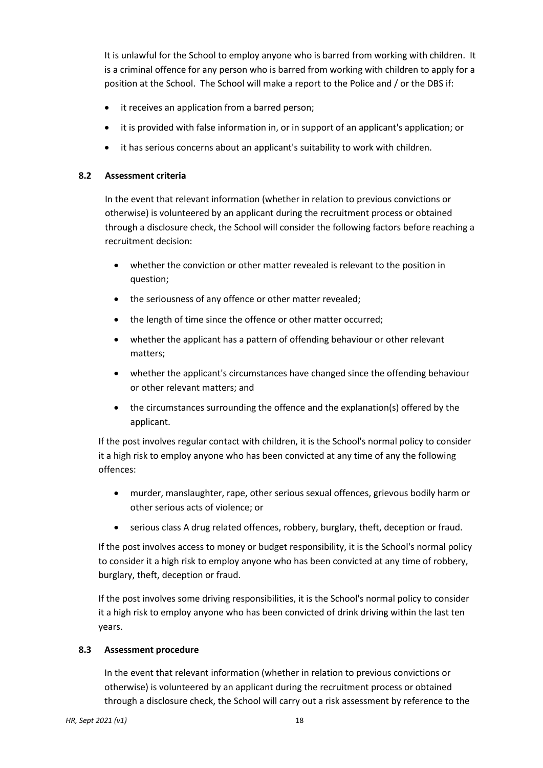It is unlawful for the School to employ anyone who is barred from working with children. It is a criminal offence for any person who is barred from working with children to apply for a position at the School. The School will make a report to the Police and / or the DBS if:

- it receives an application from a barred person;
- it is provided with false information in, or in support of an applicant's application; or
- it has serious concerns about an applicant's suitability to work with children.

### 8.2 Assessment criteria

In the event that relevant information (whether in relation to previous convictions or otherwise) is volunteered by an applicant during the recruitment process or obtained through a disclosure check, the School will consider the following factors before reaching a recruitment decision:

- whether the conviction or other matter revealed is relevant to the position in question;
- the seriousness of any offence or other matter revealed;
- the length of time since the offence or other matter occurred;
- whether the applicant has a pattern of offending behaviour or other relevant matters;
- whether the applicant's circumstances have changed since the offending behaviour or other relevant matters; and
- the circumstances surrounding the offence and the explanation(s) offered by the applicant.

If the post involves regular contact with children, it is the School's normal policy to consider it a high risk to employ anyone who has been convicted at any time of any the following offences:

- murder, manslaughter, rape, other serious sexual offences, grievous bodily harm or other serious acts of violence; or
- serious class A drug related offences, robbery, burglary, theft, deception or fraud.

If the post involves access to money or budget responsibility, it is the School's normal policy to consider it a high risk to employ anyone who has been convicted at any time of robbery, burglary, theft, deception or fraud.

If the post involves some driving responsibilities, it is the School's normal policy to consider it a high risk to employ anyone who has been convicted of drink driving within the last ten years.

### 8.3 Assessment procedure

In the event that relevant information (whether in relation to previous convictions or otherwise) is volunteered by an applicant during the recruitment process or obtained through a disclosure check, the School will carry out a risk assessment by reference to the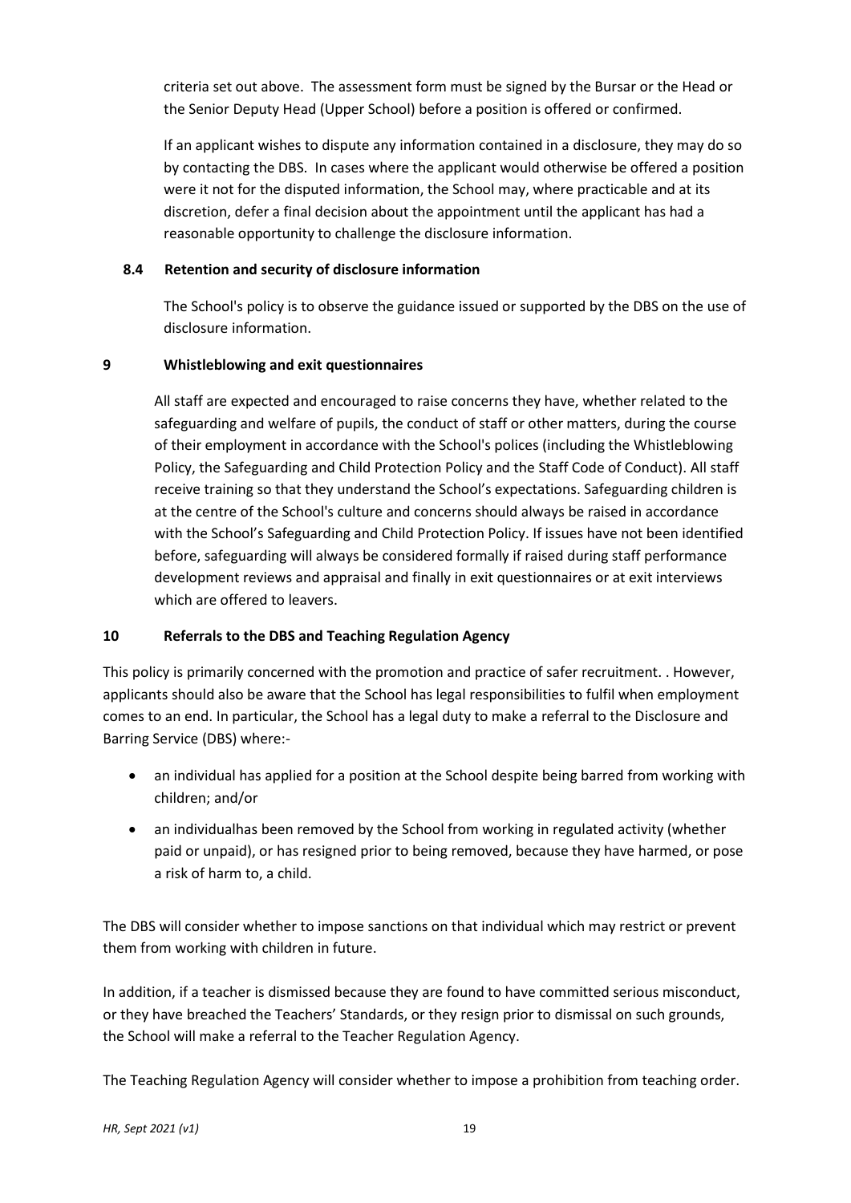criteria set out above. The assessment form must be signed by the Bursar or the Head or the Senior Deputy Head (Upper School) before a position is offered or confirmed.

If an applicant wishes to dispute any information contained in a disclosure, they may do so by contacting the DBS. In cases where the applicant would otherwise be offered a position were it not for the disputed information, the School may, where practicable and at its discretion, defer a final decision about the appointment until the applicant has had a reasonable opportunity to challenge the disclosure information.

### 8.4 Retention and security of disclosure information

The School's policy is to observe the guidance issued or supported by the DBS on the use of disclosure information.

## 9 Whistleblowing and exit questionnaires

All staff are expected and encouraged to raise concerns they have, whether related to the safeguarding and welfare of pupils, the conduct of staff or other matters, during the course of their employment in accordance with the School's polices (including the Whistleblowing Policy, the Safeguarding and Child Protection Policy and the Staff Code of Conduct). All staff receive training so that they understand the School's expectations. Safeguarding children is at the centre of the School's culture and concerns should always be raised in accordance with the School's Safeguarding and Child Protection Policy. If issues have not been identified before, safeguarding will always be considered formally if raised during staff performance development reviews and appraisal and finally in exit questionnaires or at exit interviews which are offered to leavers.

## 10 Referrals to the DBS and Teaching Regulation Agency

This policy is primarily concerned with the promotion and practice of safer recruitment. . However, applicants should also be aware that the School has legal responsibilities to fulfil when employment comes to an end. In particular, the School has a legal duty to make a referral to the Disclosure and Barring Service (DBS) where:-

- an individual has applied for a position at the School despite being barred from working with children; and/or
- an individualhas been removed by the School from working in regulated activity (whether paid or unpaid), or has resigned prior to being removed, because they have harmed, or pose a risk of harm to, a child.

The DBS will consider whether to impose sanctions on that individual which may restrict or prevent them from working with children in future.

In addition, if a teacher is dismissed because they are found to have committed serious misconduct, or they have breached the Teachers' Standards, or they resign prior to dismissal on such grounds, the School will make a referral to the Teacher Regulation Agency.

The Teaching Regulation Agency will consider whether to impose a prohibition from teaching order.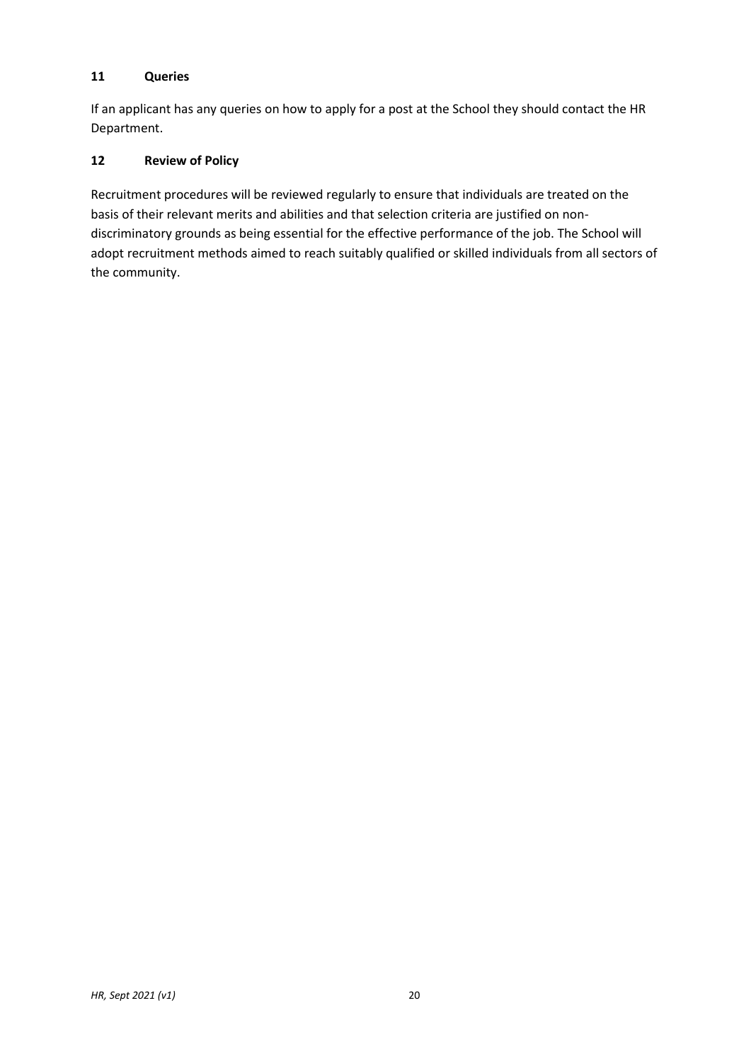## 11 Queries

If an applicant has any queries on how to apply for a post at the School they should contact the HR Department.

## 12 Review of Policy

Recruitment procedures will be reviewed regularly to ensure that individuals are treated on the basis of their relevant merits and abilities and that selection criteria are justified on non-discriminatory grounds as being essential for the effective performance of the job. The School will adopt recruitment methods aimed to reach suitably qualified or skilled individuals from all sectors of the community.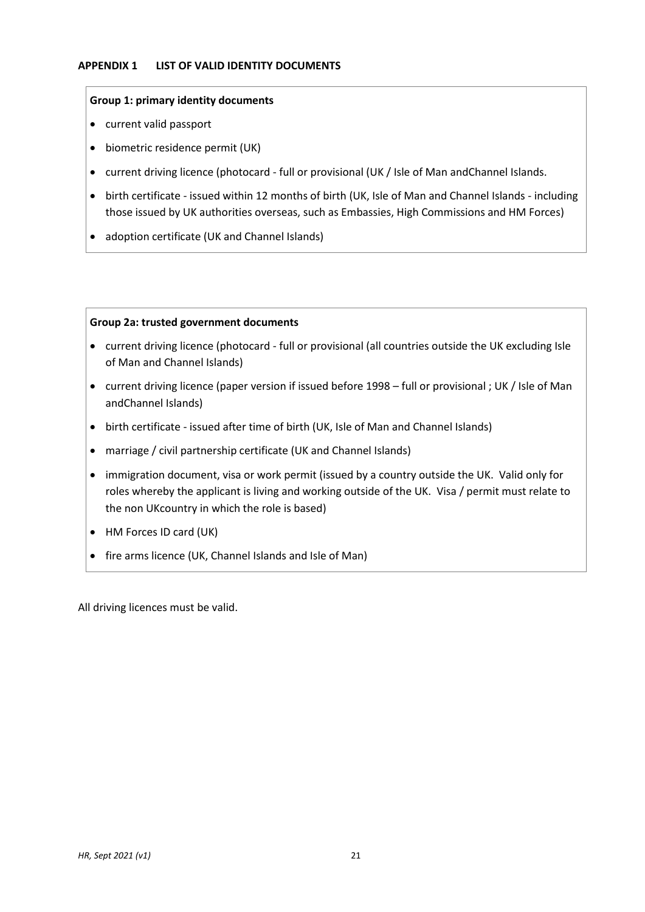## APPENDIX 1 LIST OF VALID IDENTITY DOCUMENTS

**Group 1: primary identity documents**

- current valid passport
- biometric residence permit (UK)
- current driving licence (photocard - full or provisional (UK / Isle of Man andChannel Islands.
- birth certificate - issued within 12 months of birth (UK, Isle of Man and Channel Islands - including those issued by UK authorities overseas, such as Embassies, High Commissions and HM Forces)
- adoption certificate (UK and Channel Islands)

**Group 2a: trusted government documents**

- current driving licence (photocard - full or provisional (all countries outside the UK excluding Isle of Man and Channel Islands)
- current driving licence (paper version if issued before 1998 – full or provisional ; UK / Isle of Man andChannel Islands)
- birth certificate - issued after time of birth (UK, Isle of Man and Channel Islands)
- marriage / civil partnership certificate (UK and Channel Islands)
- immigration document, visa or work permit (issued by a country outside the UK. Valid only for roles whereby the applicant is living and working outside of the UK. Visa / permit must relate to the non UKcountry in which the role is based)
- HM Forces ID card (UK)
- fire arms licence (UK, Channel Islands and Isle of Man)

All driving licences must be valid.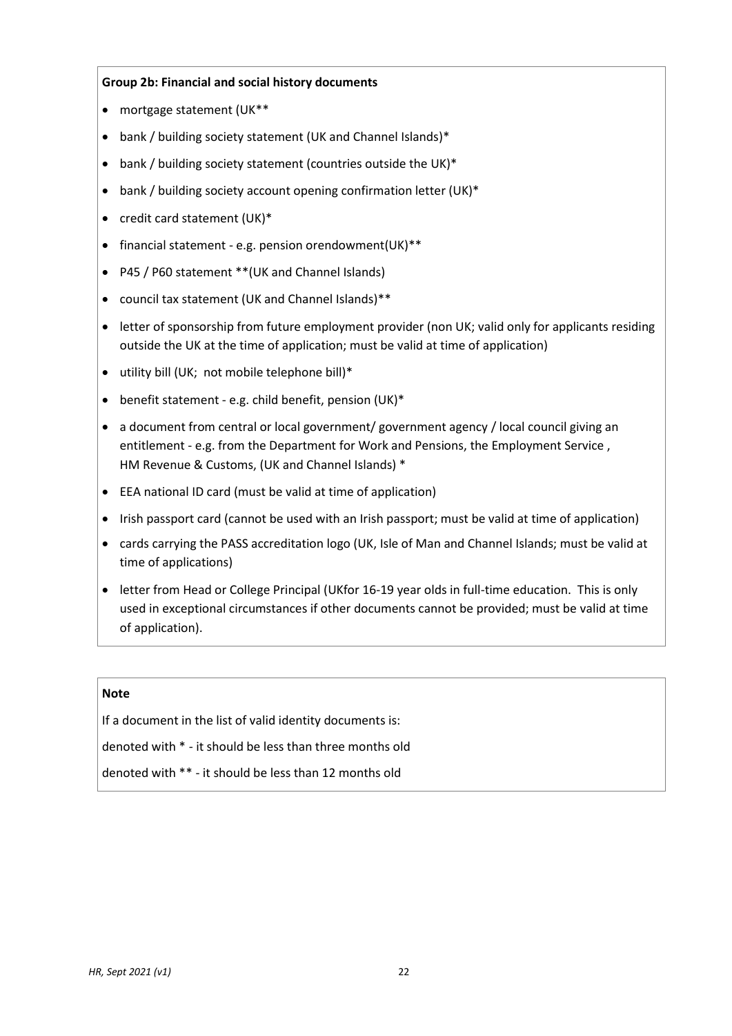**Group 2b: Financial and social history documents**

- mortgage statement (UK**
- bank / building society statement (UK and Channel Islands)*
- bank / building society statement (countries outside the UK)*
- bank / building society account opening confirmation letter (UK)*
- credit card statement (UK)*
- financial statement - e.g. pension orendowment(UK)**
- P45 / P60 statement **(UK and Channel Islands)
- council tax statement (UK and Channel Islands)**
- letter of sponsorship from future employment provider (non UK; valid only for applicants residing outside the UK at the time of application; must be valid at time of application)
- utility bill (UK; not mobile telephone bill)*
- benefit statement - e.g. child benefit, pension (UK)*
- a document from central or local government/ government agency / local council giving an entitlement - e.g. from the Department for Work and Pensions, the Employment Service , HM Revenue & Customs, (UK and Channel Islands) *
- EEA national ID card (must be valid at time of application)
- Irish passport card (cannot be used with an Irish passport; must be valid at time of application)
- cards carrying the PASS accreditation logo (UK, Isle of Man and Channel Islands; must be valid at time of applications)
- letter from Head or College Principal (UKfor 16-19 year olds in full-time education. This is only used in exceptional circumstances if other documents cannot be provided; must be valid at time of application).

**Note**

If a document in the list of valid identity documents is:

denoted with * - it should be less than three months old

denoted with ** - it should be less than 12 months old